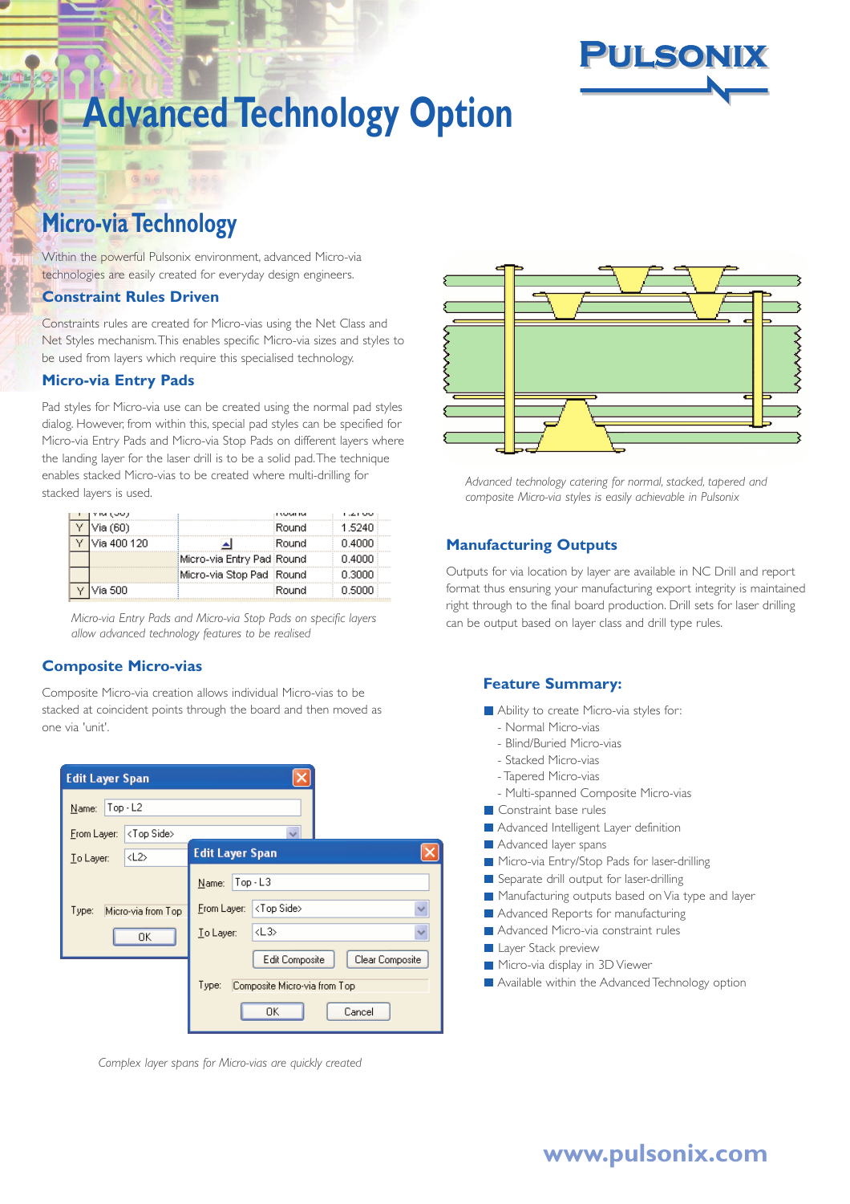# Advanced Technology Option

## Micro-via Technology

Within the powerful Pulsonix environment, advanced Micro-via technologies are easily created for everyday design engineers.

### Constraint Rules Driven

Constraints rules are created for Micro-vias using the Net Class and Net Styles mechanism. This enables specific Micro-via sizes and styles to be used from layers which require this specialised technology.

### Micro-via Entry Pads

Pad styles for Micro-via use can be created using the normal pad styles dialog. However, from within this, special pad styles can be specified for Micro-via Entry Pads and Micro-via Stop Pads on different layers where the landing layer for the laser drill is to be a solid pad. The technique enables stacked Micro-vias to be created where multi-drilling for stacked layers is used.

| | | | | |
|---|---|---|---|---|
| Y | Via (60) | | Round | 1.5240 |
| Y | Via 400 120 | | Round | 0.4000 |
| | | Micro-via Entry Pad | Round | 0.4000 |
| | | Micro-via Stop Pad | Round | 0.3000 |
| Y | Via 500 | | Round | 0.5000 |

*Micro-via Entry Pads and Micro-via Stop Pads on specific layers allow advanced technology features to be realised*

### Composite Micro-vias

Composite Micro-via creation allows individual Micro-vias to be stacked at coincident points through the board and then moved as one via 'unit'.

*Complex layer spans for Micro-vias are quickly created*

*Advanced technology catering for normal, stacked, tapered and composite Micro-via styles is easily achievable in Pulsonix*

### Manufacturing Outputs

Outputs for via location by layer are available in NC Drill and report format thus ensuring your manufacturing export integrity is maintained right through to the final board production. Drill sets for laser drilling can be output based on layer class and drill type rules.

### Feature Summary:

- Ability to create Micro-via styles for:
  - Normal Micro-vias
  - Blind/Buried Micro-vias
  - Stacked Micro-vias
  - Tapered Micro-vias
  - Multi-spanned Composite Micro-vias
- Constraint base rules
- Advanced Intelligent Layer definition
- Advanced layer spans
- Micro-via Entry/Stop Pads for laser-drilling
- Separate drill output for laser-drilling
- Manufacturing outputs based on Via type and layer
- Advanced Reports for manufacturing
- Advanced Micro-via constraint rules
- Layer Stack preview
- Micro-via display in 3D Viewer
- Available within the Advanced Technology option

www.pulsonix.com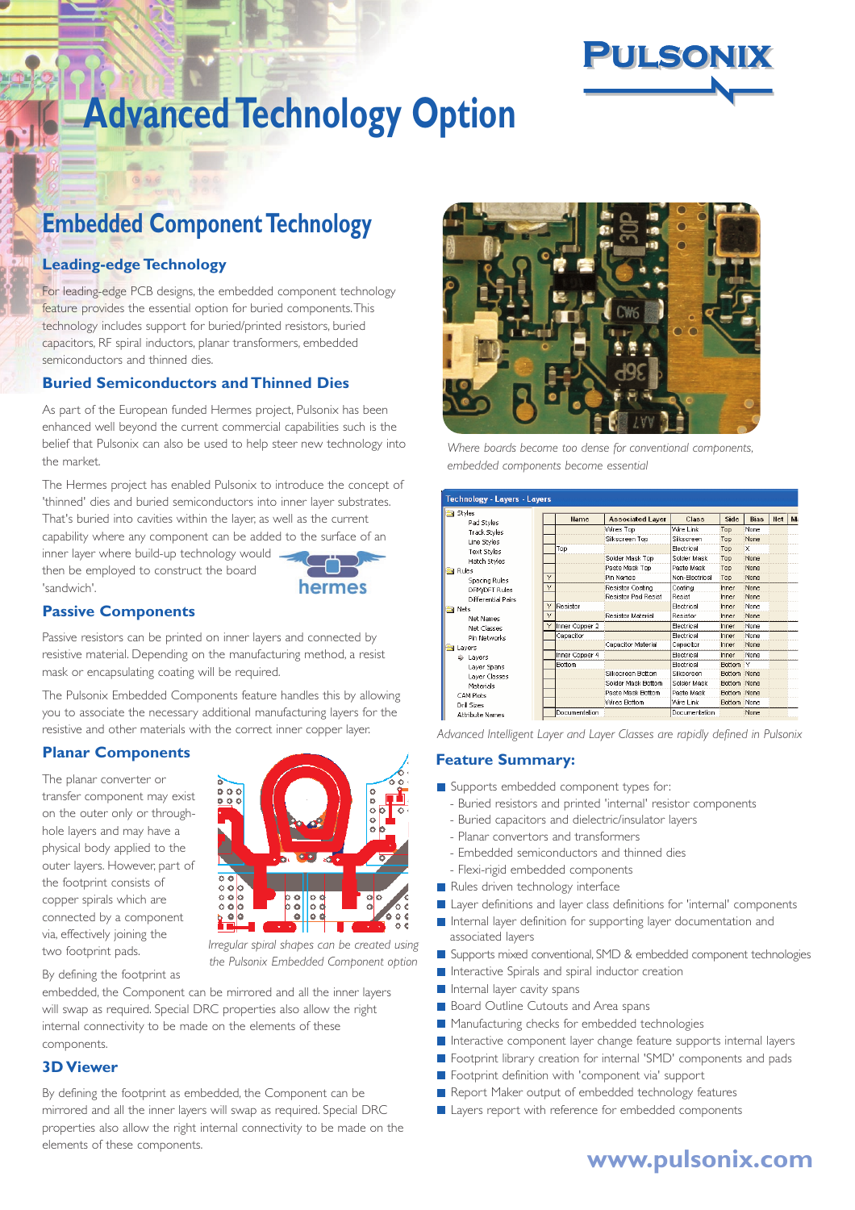# Advanced Technology Option

## Embedded Component Technology

### Leading-edge Technology

For leading-edge PCB designs, the embedded component technology feature provides the essential option for buried components. This technology includes support for buried/printed resistors, buried capacitors, RF spiral inductors, planar transformers, embedded semiconductors and thinned dies.

### Buried Semiconductors and Thinned Dies

As part of the European funded Hermes project, Pulsonix has been enhanced well beyond the current commercial capabilities such is the belief that Pulsonix can also be used to help steer new technology into the market.

The Hermes project has enabled Pulsonix to introduce the concept of 'thinned' dies and buried semiconductors into inner layer substrates. That's buried into cavities within the layer, as well as the current capability where any component can be added to the surface of an inner layer where build-up technology would then be employed to construct the board 'sandwich'.

### Passive Components

Passive resistors can be printed on inner layers and connected by resistive material. Depending on the manufacturing method, a resist mask or encapsulating coating will be required.

The Pulsonix Embedded Components feature handles this by allowing you to associate the necessary additional manufacturing layers for the resistive and other materials with the correct inner copper layer.

### Planar Components

The planar converter or transfer component may exist on the outer only or through-hole layers and may have a physical body applied to the outer layers. However, part of the footprint consists of copper spirals which are connected by a component via, effectively joining the two footprint pads.

*Irregular spiral shapes can be created using the Pulsonix Embedded Component option*

By defining the footprint as embedded, the Component can be mirrored and all the inner layers will swap as required. Special DRC properties also allow the right internal connectivity to be made on the elements of these components.

### 3D Viewer

By defining the footprint as embedded, the Component can be mirrored and all the inner layers will swap as required. Special DRC properties also allow the right internal connectivity to be made on the elements of these components.

*Where boards become too dense for conventional components, embedded components become essential*

*Advanced Intelligent Layer and Layer Classes are rapidly defined in Pulsonix*

### Feature Summary:

- Supports embedded component types for:
  - Buried resistors and printed 'internal' resistor components
  - Buried capacitors and dielectric/insulator layers
  - Planar convertors and transformers
  - Embedded semiconductors and thinned dies
  - Flexi-rigid embedded components
- Rules driven technology interface
- Layer definitions and layer class definitions for 'internal' components
- Internal layer definition for supporting layer documentation and associated layers
- Supports mixed conventional, SMD & embedded component technologies
- Interactive Spirals and spiral inductor creation
- Internal layer cavity spans
- Board Outline Cutouts and Area spans
- Manufacturing checks for embedded technologies
- Interactive component layer change feature supports internal layers
- Footprint library creation for internal 'SMD' components and pads
- Footprint definition with 'component via' support
- Report Maker output of embedded technology features
- Layers report with reference for embedded components

www.pulsonix.com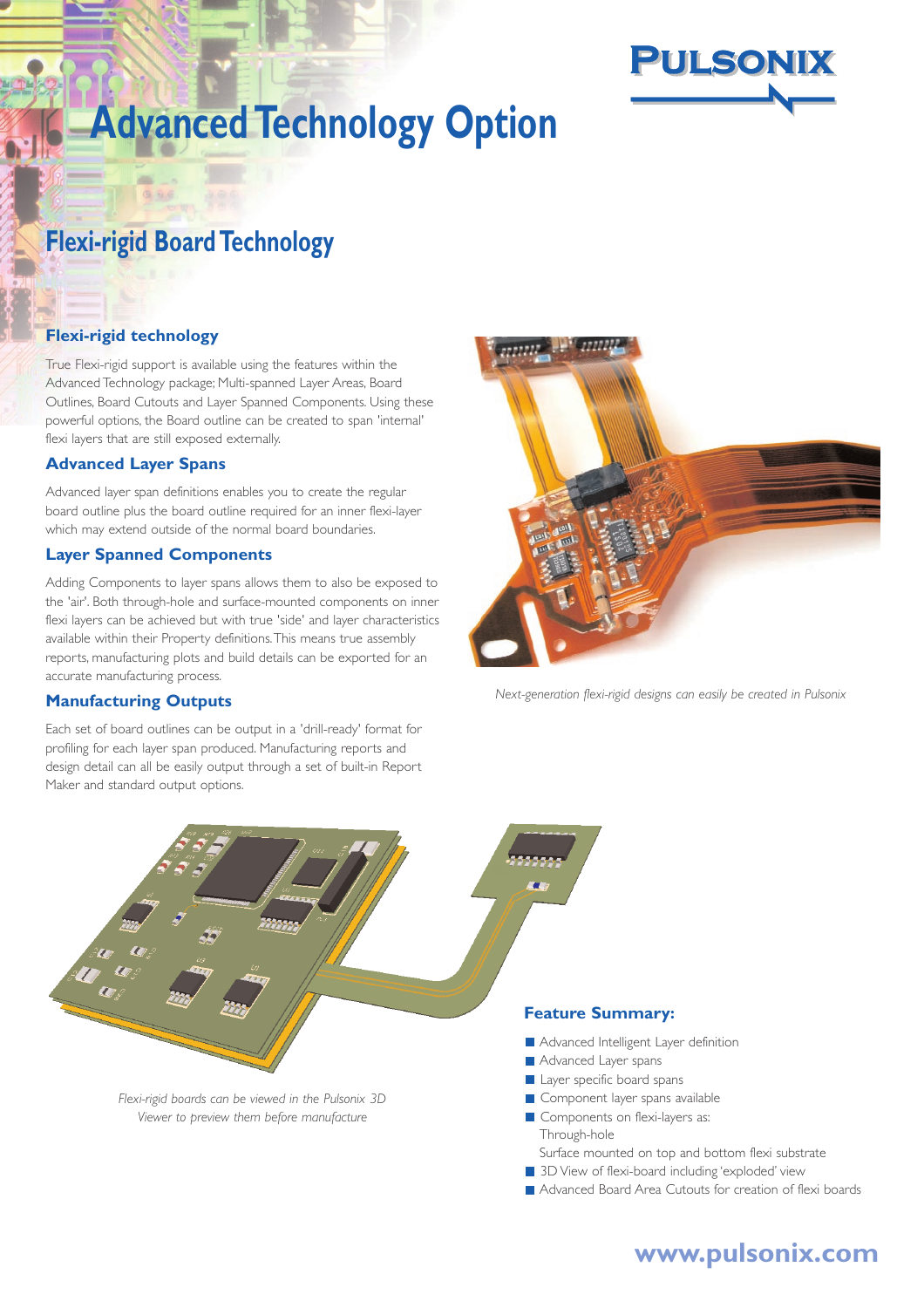# Advanced Technology Option

## Flexi-rigid Board Technology

### Flexi-rigid technology

True Flexi-rigid support is available using the features within the Advanced Technology package; Multi-spanned Layer Areas, Board Outlines, Board Cutouts and Layer Spanned Components. Using these powerful options, the Board outline can be created to span 'internal' flexi layers that are still exposed externally.

### Advanced Layer Spans

Advanced layer span definitions enables you to create the regular board outline plus the board outline required for an inner flexi-layer which may extend outside of the normal board boundaries.

### Layer Spanned Components

Adding Components to layer spans allows them to also be exposed to the 'air'. Both through-hole and surface-mounted components on inner flexi layers can be achieved but with true 'side' and layer characteristics available within their Property definitions. This means true assembly reports, manufacturing plots and build details can be exported for an accurate manufacturing process.

### Manufacturing Outputs

Each set of board outlines can be output in a 'drill-ready' format for profiling for each layer span produced. Manufacturing reports and design detail can all be easily output through a set of built-in Report Maker and standard output options.

*Next-generation flexi-rigid designs can easily be created in Pulsonix*

*Flexi-rigid boards can be viewed in the Pulsonix 3D Viewer to preview them before manufacture*

### Feature Summary:

- Advanced Intelligent Layer definition
- Advanced Layer spans
- Layer specific board spans
- Component layer spans available
- Components on flexi-layers as:
  Through-hole
  Surface mounted on top and bottom flexi substrate
- 3D View of flexi-board including 'exploded' view
- Advanced Board Area Cutouts for creation of flexi boards

**www.pulsonix.com**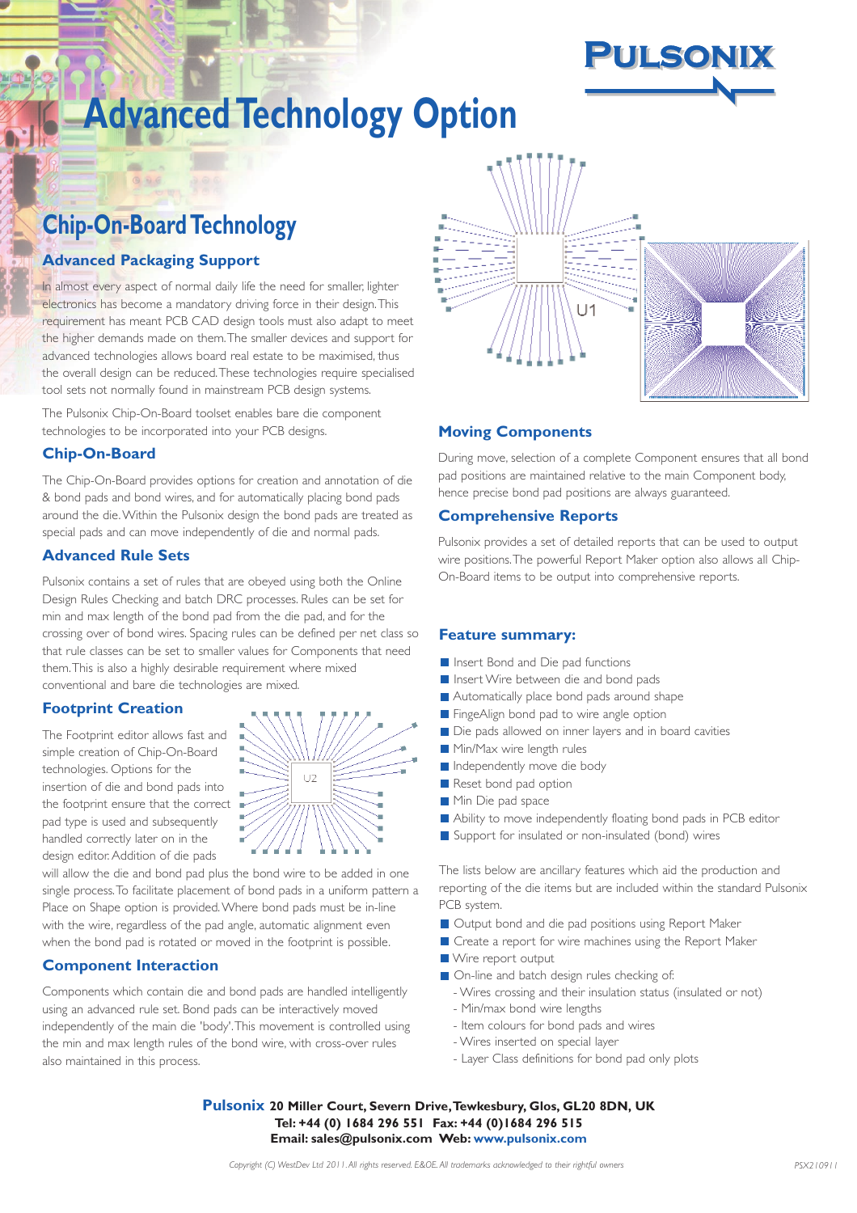# Advanced Technology Option

## Chip-On-Board Technology

### Advanced Packaging Support

In almost every aspect of normal daily life the need for smaller, lighter electronics has become a mandatory driving force in their design. This requirement has meant PCB CAD design tools must also adapt to meet the higher demands made on them. The smaller devices and support for advanced technologies allows board real estate to be maximised, thus the overall design can be reduced. These technologies require specialised tool sets not normally found in mainstream PCB design systems.

The Pulsonix Chip-On-Board toolset enables bare die component technologies to be incorporated into your PCB designs.

### Chip-On-Board

The Chip-On-Board provides options for creation and annotation of die & bond pads and bond wires, and for automatically placing bond pads around the die. Within the Pulsonix design the bond pads are treated as special pads and can move independently of die and normal pads.

### Advanced Rule Sets

Pulsonix contains a set of rules that are obeyed using both the Online Design Rules Checking and batch DRC processes. Rules can be set for min and max length of the bond pad from the die pad, and for the crossing over of bond wires. Spacing rules can be defined per net class so that rule classes can be set to smaller values for Components that need them. This is also a highly desirable requirement where mixed conventional and bare die technologies are mixed.

### Footprint Creation

The Footprint editor allows fast and simple creation of Chip-On-Board technologies. Options for the insertion of die and bond pads into the footprint ensure that the correct pad type is used and subsequently handled correctly later on in the design editor. Addition of die pads will allow the die and bond pad plus the bond wire to be added in one single process. To facilitate placement of bond pads in a uniform pattern a Place on Shape option is provided. Where bond pads must be in-line with the wire, regardless of the pad angle, automatic alignment even when the bond pad is rotated or moved in the footprint is possible.

### Component Interaction

Components which contain die and bond pads are handled intelligently using an advanced rule set. Bond pads can be interactively moved independently of the main die 'body'. This movement is controlled using the min and max length rules of the bond wire, with cross-over rules also maintained in this process.

### Moving Components

During move, selection of a complete Component ensures that all bond pad positions are maintained relative to the main Component body, hence precise bond pad positions are always guaranteed.

### Comprehensive Reports

Pulsonix provides a set of detailed reports that can be used to output wire positions. The powerful Report Maker option also allows all Chip-On-Board items to be output into comprehensive reports.

### Feature summary:

- Insert Bond and Die pad functions
- Insert Wire between die and bond pads
- Automatically place bond pads around shape
- FingeAlign bond pad to wire angle option
- Die pads allowed on inner layers and in board cavities
- Min/Max wire length rules
- Independently move die body
- Reset bond pad option
- Min Die pad space
- Ability to move independently floating bond pads in PCB editor
- Support for insulated or non-insulated (bond) wires

The lists below are ancillary features which aid the production and reporting of the die items but are included within the standard Pulsonix PCB system.

- Output bond and die pad positions using Report Maker
- Create a report for wire machines using the Report Maker
- Wire report output
- On-line and batch design rules checking of:
  - Wires crossing and their insulation status (insulated or not)
  - Min/max bond wire lengths
  - Item colours for bond pads and wires
  - Wires inserted on special layer
  - Layer Class definitions for bond pad only plots

**Pulsonix 20 Miller Court, Severn Drive, Tewkesbury, Glos, GL20 8DN, UK**
**Tel: +44 (0) 1684 296 551 Fax: +44 (0)1684 296 515**
**Email: sales@pulsonix.com Web: www.pulsonix.com**

*Copyright (C) WestDev Ltd 2011. All rights reserved. E&OE. All trademarks acknowledged to their rightful owners*

PSX210911